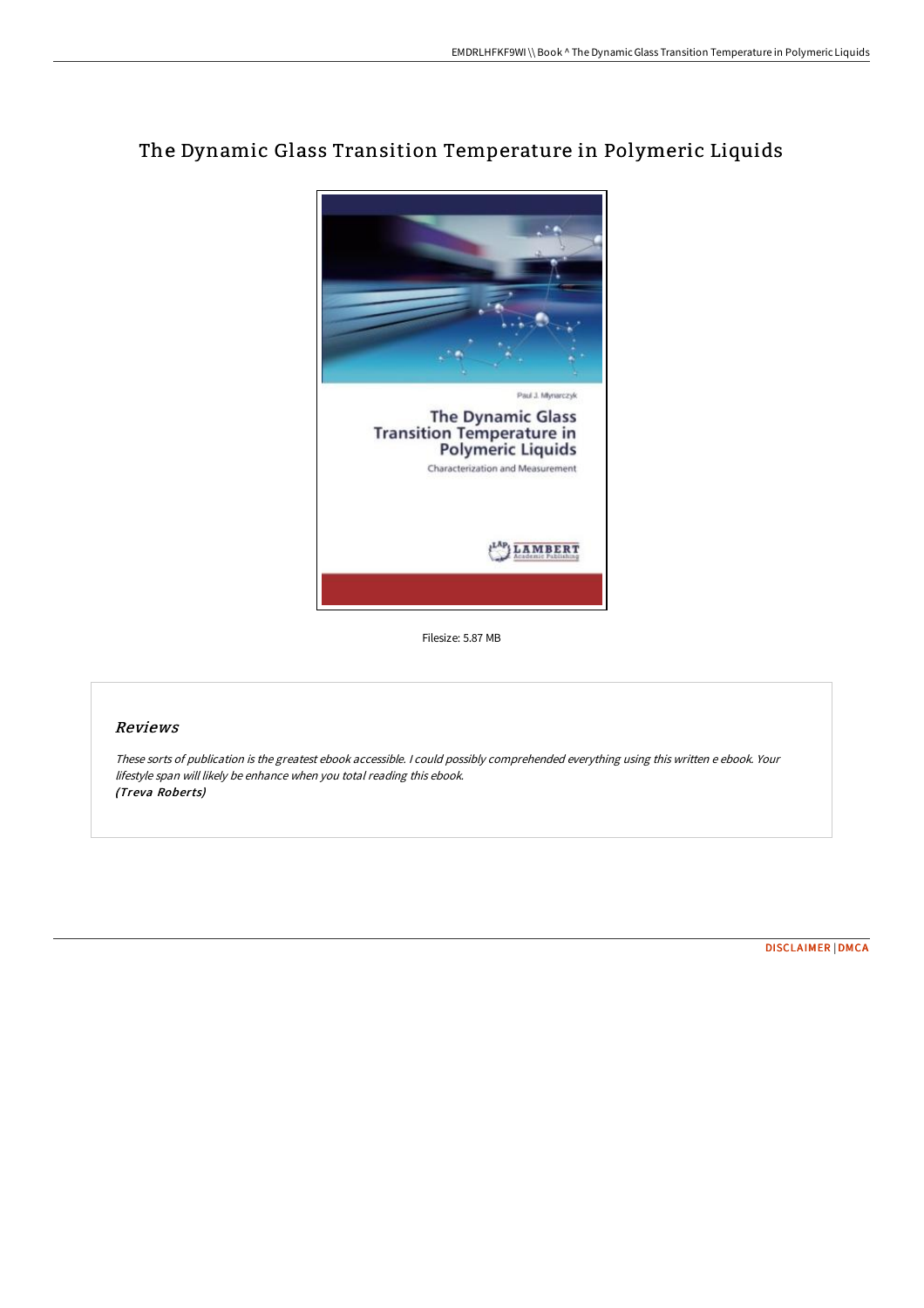# The Dynamic Glass Transition Temperature in Polymeric Liquids

Filesize: 5.87 MB

## Reviews

*These sorts of publication is the greatest ebook accessible. I could possibly comprehended everything using this written e ebook. Your lifestyle span will likely be enhance when you total reading this ebook.*
***(Treva Roberts)***

DISCLAIMER | DMCA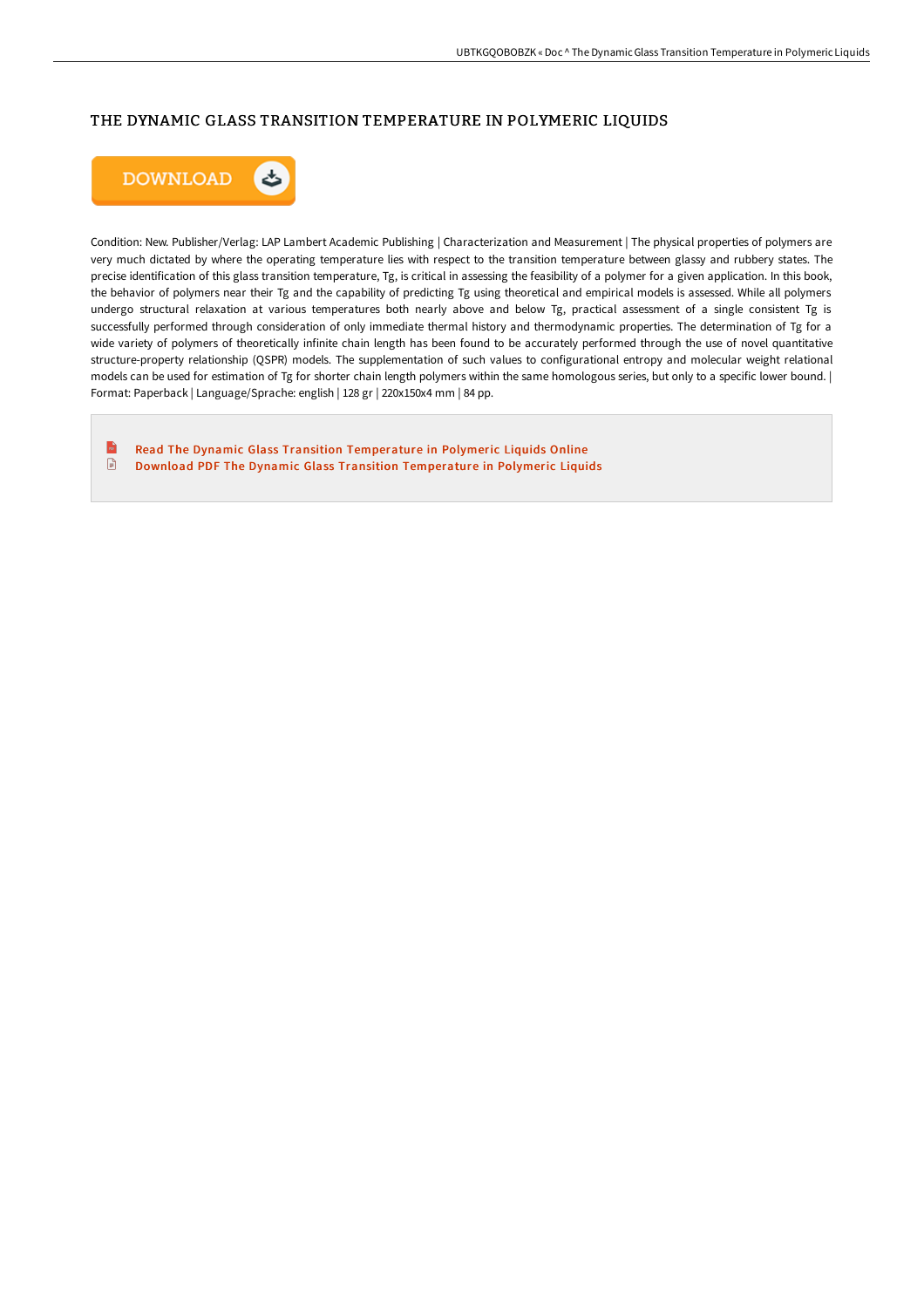# THE DYNAMIC GLASS TRANSITION TEMPERATURE IN POLYMERIC LIQUIDS

DOWNLOAD

Condition: New. Publisher/Verlag: LAP Lambert Academic Publishing | Characterization and Measurement | The physical properties of polymers are very much dictated by where the operating temperature lies with respect to the transition temperature between glassy and rubbery states. The precise identification of this glass transition temperature, Tg, is critical in assessing the feasibility of a polymer for a given application. In this book, the behavior of polymers near their Tg and the capability of predicting Tg using theoretical and empirical models is assessed. While all polymers undergo structural relaxation at various temperatures both nearly above and below Tg, practical assessment of a single consistent Tg is successfully performed through consideration of only immediate thermal history and thermodynamic properties. The determination of Tg for a wide variety of polymers of theoretically infinite chain length has been found to be accurately performed through the use of novel quantitative structure-property relationship (QSPR) models. The supplementation of such values to configurational entropy and molecular weight relational models can be used for estimation of Tg for shorter chain length polymers within the same homologous series, but only to a specific lower bound. | Format: Paperback | Language/Sprache: english | 128 gr | 220x150x4 mm | 84 pp.

- Read The Dynamic Glass Transition Temperature in Polymeric Liquids Online
- Download PDF The Dynamic Glass Transition Temperature in Polymeric Liquids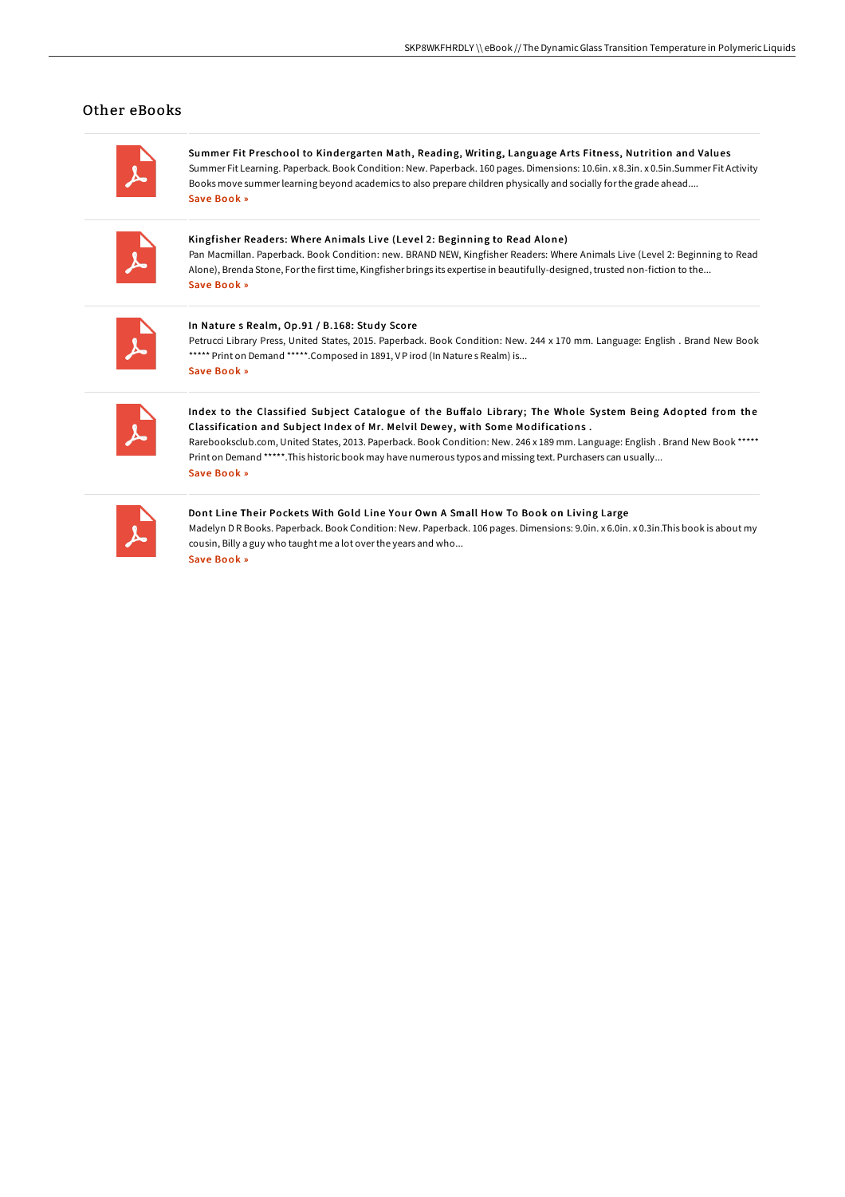## Other eBooks

**Summer Fit Preschool to Kindergarten Math, Reading, Writing, Language Arts Fitness, Nutrition and Values**
Summer Fit Learning. Paperback. Book Condition: New. Paperback. 160 pages. Dimensions: 10.6in. x 8.3in. x 0.5in.Summer Fit Activity Books move summer learning beyond academics to also prepare children physically and socially for the grade ahead....
Save Book »

**Kingfisher Readers: Where Animals Live (Level 2: Beginning to Read Alone)**
Pan Macmillan. Paperback. Book Condition: new. BRAND NEW, Kingfisher Readers: Where Animals Live (Level 2: Beginning to Read Alone), Brenda Stone, For the first time, Kingfisher brings its expertise in beautifully-designed, trusted non-fiction to the...
Save Book »

**In Nature s Realm, Op.91 / B.168: Study Score**
Petrucci Library Press, United States, 2015. Paperback. Book Condition: New. 244 x 170 mm. Language: English . Brand New Book ***** Print on Demand *****.Composed in 1891, V P irod (In Nature s Realm) is...
Save Book »

**Index to the Classified Subject Catalogue of the Buffalo Library; The Whole System Being Adopted from the Classification and Subject Index of Mr. Melvil Dewey, with Some Modifications .**
Rarebooksclub.com, United States, 2013. Paperback. Book Condition: New. 246 x 189 mm. Language: English . Brand New Book ***** Print on Demand *****.This historic book may have numerous typos and missing text. Purchasers can usually...
Save Book »

**Dont Line Their Pockets With Gold Line Your Own A Small How To Book on Living Large**
Madelyn D R Books. Paperback. Book Condition: New. Paperback. 106 pages. Dimensions: 9.0in. x 6.0in. x 0.3in.This book is about my cousin, Billy a guy who taught me a lot over the years and who...
Save Book »